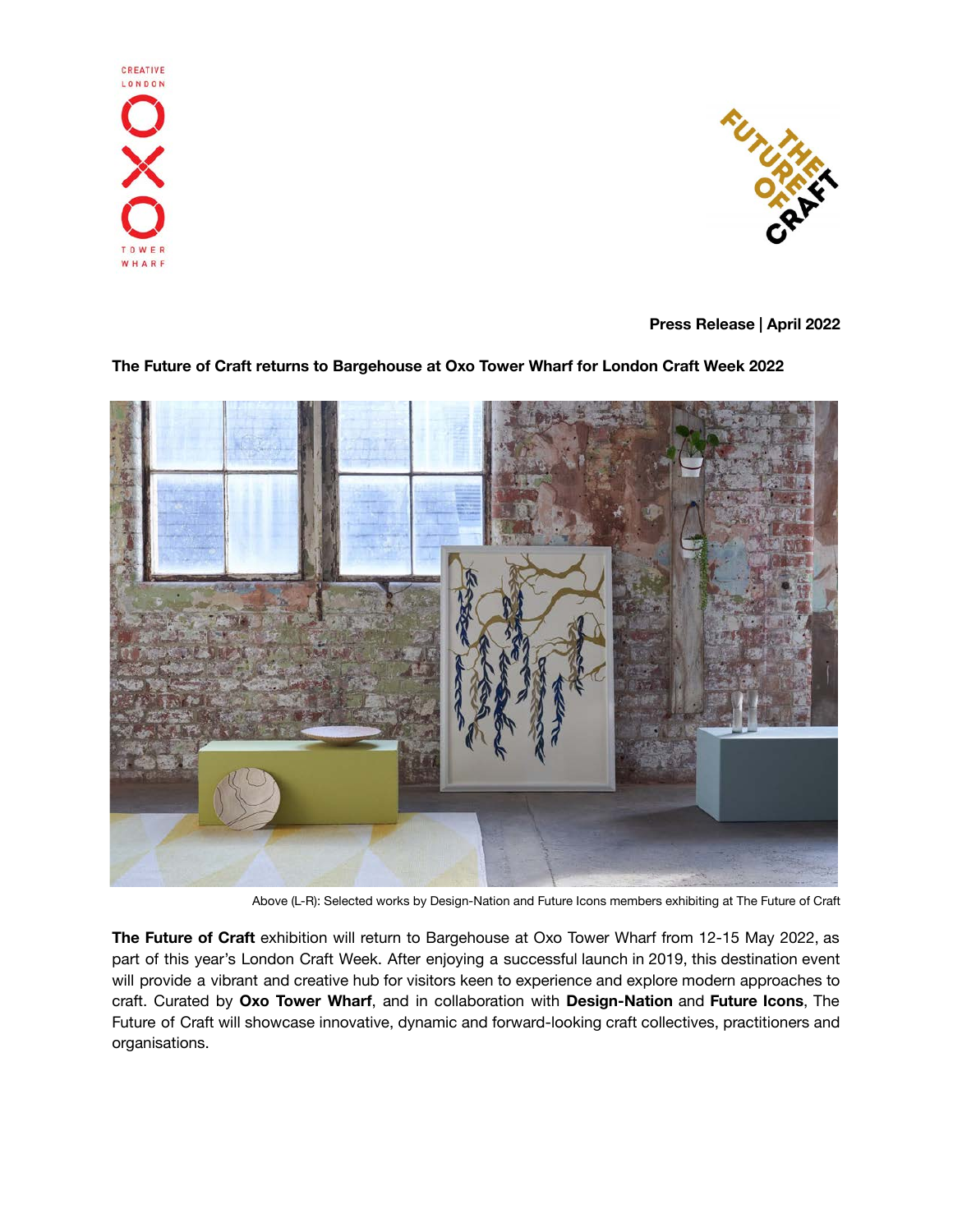**Press Release | April 2022**

**The Future of Craft returns to Bargehouse at Oxo Tower Wharf for London Craft Week 2022**

Above (L-R): Selected works by Design-Nation and Future Icons members exhibiting at The Future of Craft

**The Future of Craft** exhibition will return to Bargehouse at Oxo Tower Wharf from 12-15 May 2022, as part of this year's London Craft Week. After enjoying a successful launch in 2019, this destination event will provide a vibrant and creative hub for visitors keen to experience and explore modern approaches to craft. Curated by **Oxo Tower Wharf**, and in collaboration with **Design-Nation** and **Future Icons**, The Future of Craft will showcase innovative, dynamic and forward-looking craft collectives, practitioners and organisations.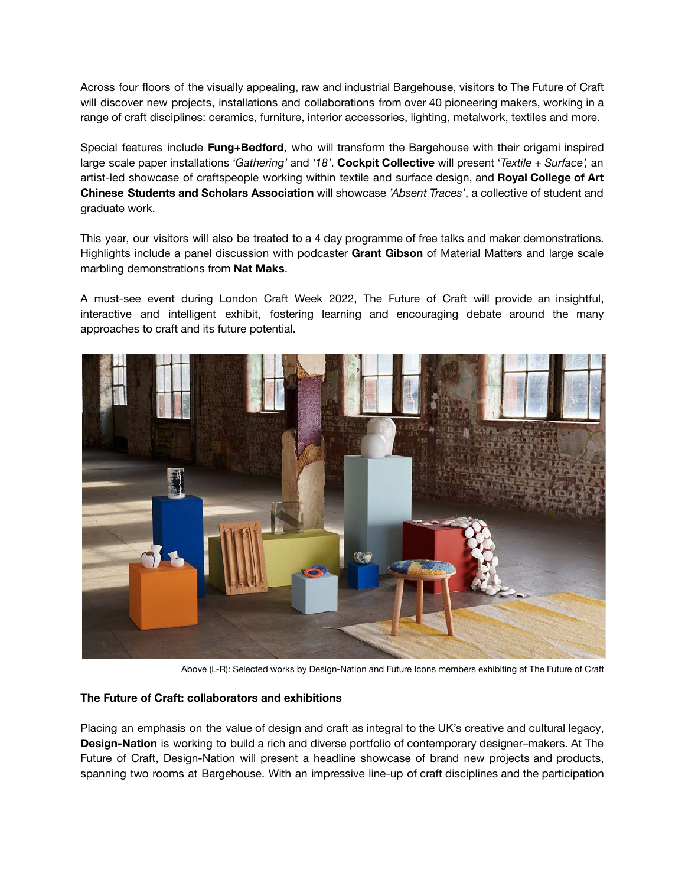Across four floors of the visually appealing, raw and industrial Bargehouse, visitors to The Future of Craft will discover new projects, installations and collaborations from over 40 pioneering makers, working in a range of craft disciplines: ceramics, furniture, interior accessories, lighting, metalwork, textiles and more.

Special features include **Fung+Bedford**, who will transform the Bargehouse with their origami inspired large scale paper installations *'Gathering'* and *'18'*. **Cockpit Collective** will present '*Textile + Surface',* an artist-led showcase of craftspeople working within textile and surface design, and **Royal College of Art Chinese Students and Scholars Association** will showcase *'Absent Traces'*, a collective of student and graduate work.

This year, our visitors will also be treated to a 4 day programme of free talks and maker demonstrations. Highlights include a panel discussion with podcaster **Grant Gibson** of Material Matters and large scale marbling demonstrations from **Nat Maks**.

A must-see event during London Craft Week 2022, The Future of Craft will provide an insightful, interactive and intelligent exhibit, fostering learning and encouraging debate around the many approaches to craft and its future potential.

Above (L-R): Selected works by Design-Nation and Future Icons members exhibiting at The Future of Craft

**The Future of Craft: collaborators and exhibitions**

Placing an emphasis on the value of design and craft as integral to the UK's creative and cultural legacy, **Design-Nation** is working to build a rich and diverse portfolio of contemporary designer–makers. At The Future of Craft, Design-Nation will present a headline showcase of brand new projects and products, spanning two rooms at Bargehouse. With an impressive line-up of craft disciplines and the participation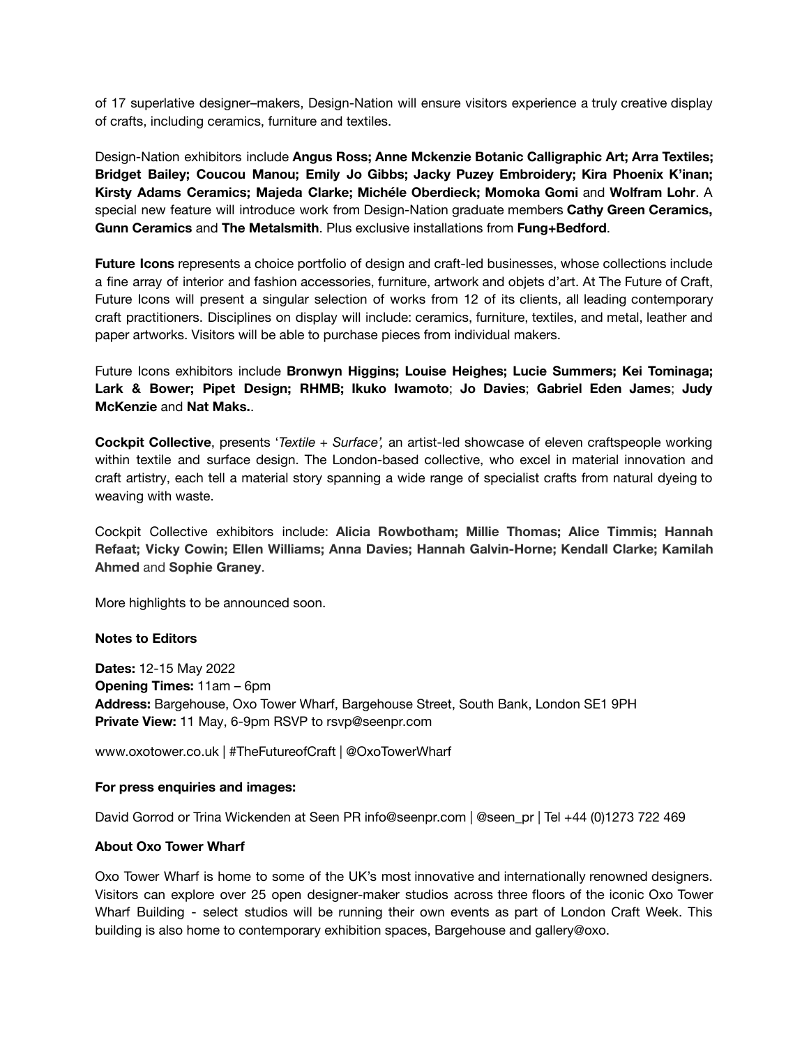of 17 superlative designer–makers, Design-Nation will ensure visitors experience a truly creative display of crafts, including ceramics, furniture and textiles.

Design-Nation exhibitors include **Angus Ross; Anne Mckenzie Botanic Calligraphic Art; Arra Textiles; Bridget Bailey; Coucou Manou; Emily Jo Gibbs; Jacky Puzey Embroidery; Kira Phoenix K'inan; Kirsty Adams Ceramics; Majeda Clarke; Michéle Oberdieck; Momoka Gomi** and **Wolfram Lohr**. A special new feature will introduce work from Design-Nation graduate members **Cathy Green Ceramics, Gunn Ceramics** and **The Metalsmith**. Plus exclusive installations from **Fung+Bedford**.

**Future Icons** represents a choice portfolio of design and craft-led businesses, whose collections include a fine array of interior and fashion accessories, furniture, artwork and objets d'art. At The Future of Craft, Future Icons will present a singular selection of works from 12 of its clients, all leading contemporary craft practitioners. Disciplines on display will include: ceramics, furniture, textiles, and metal, leather and paper artworks. Visitors will be able to purchase pieces from individual makers.

Future Icons exhibitors include **Bronwyn Higgins; Louise Heighes; Lucie Summers; Kei Tominaga; Lark & Bower; Pipet Design; RHMB; Ikuko Iwamoto**; **Jo Davies**; **Gabriel Eden James**; **Judy McKenzie** and **Nat Maks.**.

**Cockpit Collective**, presents '*Textile + Surface',* an artist-led showcase of eleven craftspeople working within textile and surface design. The London-based collective, who excel in material innovation and craft artistry, each tell a material story spanning a wide range of specialist crafts from natural dyeing to weaving with waste.

Cockpit Collective exhibitors include: **Alicia Rowbotham; Millie Thomas; Alice Timmis; Hannah Refaat; Vicky Cowin; Ellen Williams; Anna Davies; Hannah Galvin-Horne; Kendall Clarke; Kamilah Ahmed** and **Sophie Graney**.

More highlights to be announced soon.

**Notes to Editors**

**Dates:** 12-15 May 2022
**Opening Times:** 11am – 6pm
**Address:** Bargehouse, Oxo Tower Wharf, Bargehouse Street, South Bank, London SE1 9PH
**Private View:** 11 May, 6-9pm RSVP to rsvp@seenpr.com

www.oxotower.co.uk | #TheFutureofCraft | @OxoTowerWharf

**For press enquiries and images:**

David Gorrod or Trina Wickenden at Seen PR info@seenpr.com | @seen_pr | Tel +44 (0)1273 722 469

**About Oxo Tower Wharf**

Oxo Tower Wharf is home to some of the UK's most innovative and internationally renowned designers. Visitors can explore over 25 open designer-maker studios across three floors of the iconic Oxo Tower Wharf Building - select studios will be running their own events as part of London Craft Week. This building is also home to contemporary exhibition spaces, Bargehouse and gallery@oxo.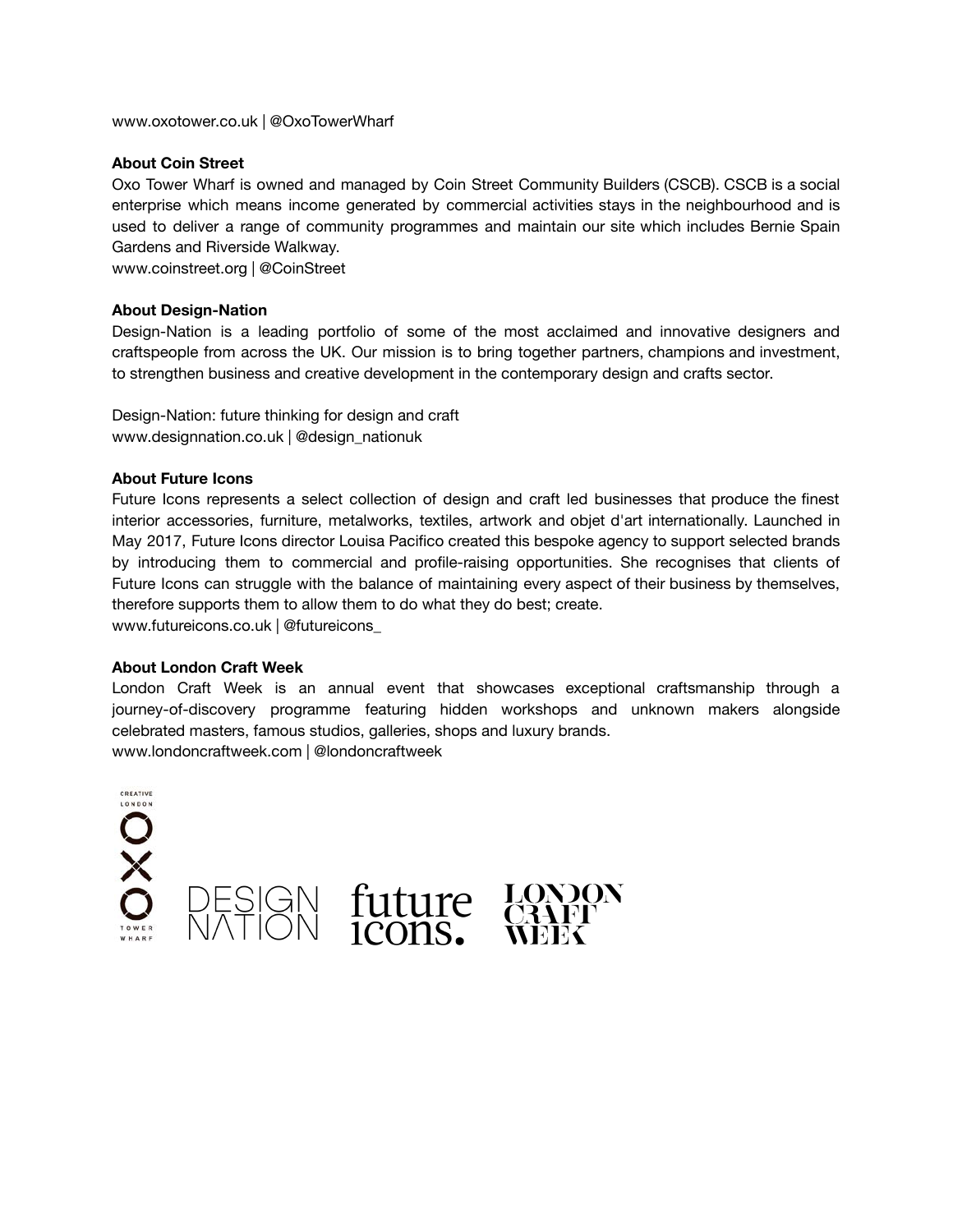www.oxotower.co.uk | @OxoTowerWharf

**About Coin Street**

Oxo Tower Wharf is owned and managed by Coin Street Community Builders (CSCB). CSCB is a social enterprise which means income generated by commercial activities stays in the neighbourhood and is used to deliver a range of community programmes and maintain our site which includes Bernie Spain Gardens and Riverside Walkway.
www.coinstreet.org | @CoinStreet

**About Design-Nation**

Design-Nation is a leading portfolio of some of the most acclaimed and innovative designers and craftspeople from across the UK. Our mission is to bring together partners, champions and investment, to strengthen business and creative development in the contemporary design and crafts sector.

Design-Nation: future thinking for design and craft
www.designnation.co.uk | @design_nationuk

**About Future Icons**

Future Icons represents a select collection of design and craft led businesses that produce the finest interior accessories, furniture, metalworks, textiles, artwork and objet d'art internationally. Launched in May 2017, Future Icons director Louisa Pacifico created this bespoke agency to support selected brands by introducing them to commercial and profile-raising opportunities. She recognises that clients of Future Icons can struggle with the balance of maintaining every aspect of their business by themselves, therefore supports them to allow them to do what they do best; create.
www.futureicons.co.uk | @futureicons_

**About London Craft Week**

London Craft Week is an annual event that showcases exceptional craftsmanship through a journey-of-discovery programme featuring hidden workshops and unknown makers alongside celebrated masters, famous studios, galleries, shops and luxury brands.
www.londoncraftweek.com | @londoncraftweek